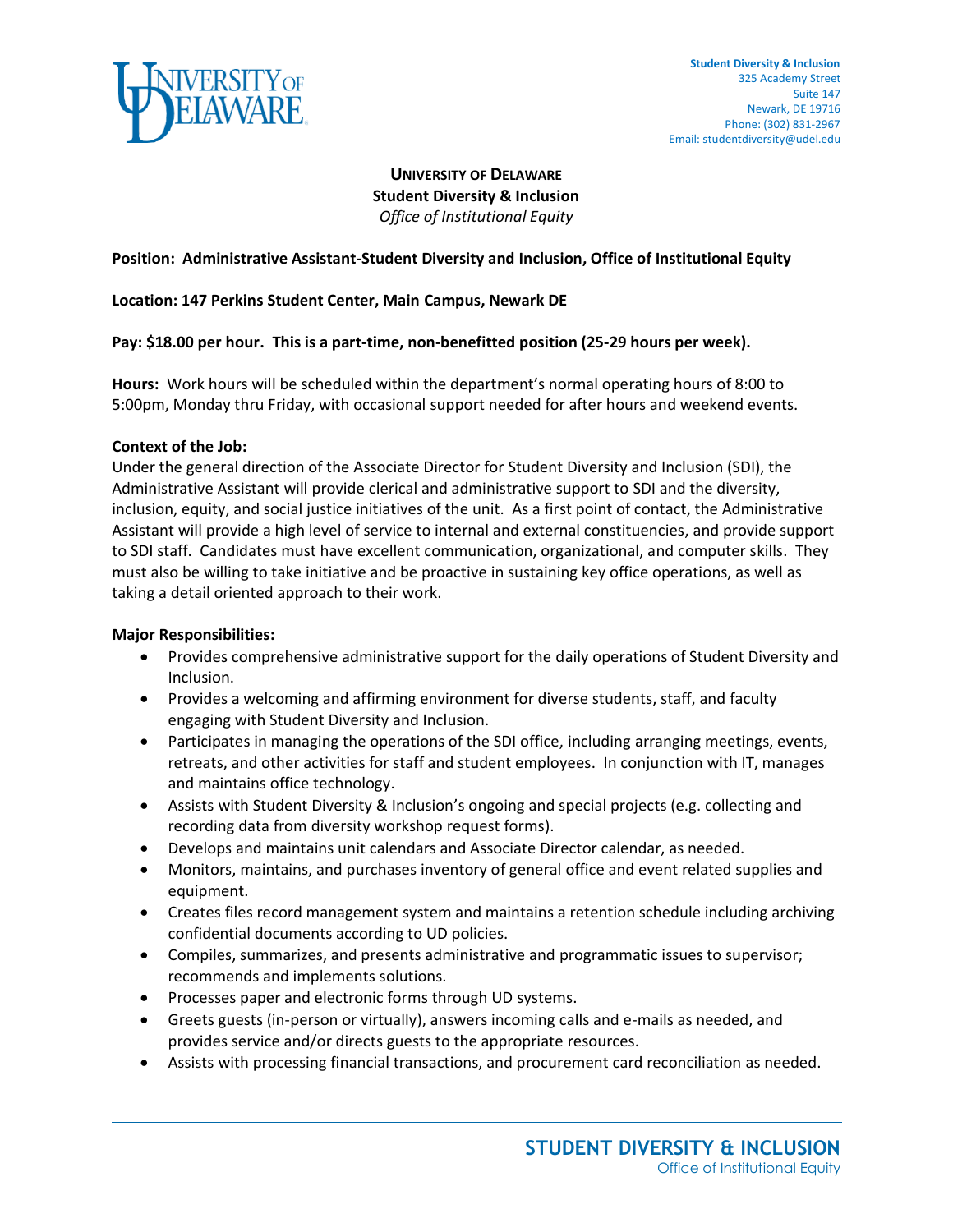Student Diversity & Inclusion
325 Academy Street
Suite 147
Newark, DE 19716
Phone: (302) 831-2967
Email: studentdiversity@udel.edu

# UNIVERSITY OF DELAWARE
## Student Diversity & Inclusion
*Office of Institutional Equity*

**Position: Administrative Assistant-Student Diversity and Inclusion, Office of Institutional Equity**

**Location: 147 Perkins Student Center, Main Campus, Newark DE**

**Pay: $18.00 per hour. This is a part-time, non-benefitted position (25-29 hours per week).**

**Hours:** Work hours will be scheduled within the department's normal operating hours of 8:00 to 5:00pm, Monday thru Friday, with occasional support needed for after hours and weekend events.

**Context of the Job:**
Under the general direction of the Associate Director for Student Diversity and Inclusion (SDI), the Administrative Assistant will provide clerical and administrative support to SDI and the diversity, inclusion, equity, and social justice initiatives of the unit. As a first point of contact, the Administrative Assistant will provide a high level of service to internal and external constituencies, and provide support to SDI staff. Candidates must have excellent communication, organizational, and computer skills. They must also be willing to take initiative and be proactive in sustaining key office operations, as well as taking a detail oriented approach to their work.

**Major Responsibilities:**

- Provides comprehensive administrative support for the daily operations of Student Diversity and Inclusion.
- Provides a welcoming and affirming environment for diverse students, staff, and faculty engaging with Student Diversity and Inclusion.
- Participates in managing the operations of the SDI office, including arranging meetings, events, retreats, and other activities for staff and student employees. In conjunction with IT, manages and maintains office technology.
- Assists with Student Diversity & Inclusion's ongoing and special projects (e.g. collecting and recording data from diversity workshop request forms).
- Develops and maintains unit calendars and Associate Director calendar, as needed.
- Monitors, maintains, and purchases inventory of general office and event related supplies and equipment.
- Creates files record management system and maintains a retention schedule including archiving confidential documents according to UD policies.
- Compiles, summarizes, and presents administrative and programmatic issues to supervisor; recommends and implements solutions.
- Processes paper and electronic forms through UD systems.
- Greets guests (in-person or virtually), answers incoming calls and e-mails as needed, and provides service and/or directs guests to the appropriate resources.
- Assists with processing financial transactions, and procurement card reconciliation as needed.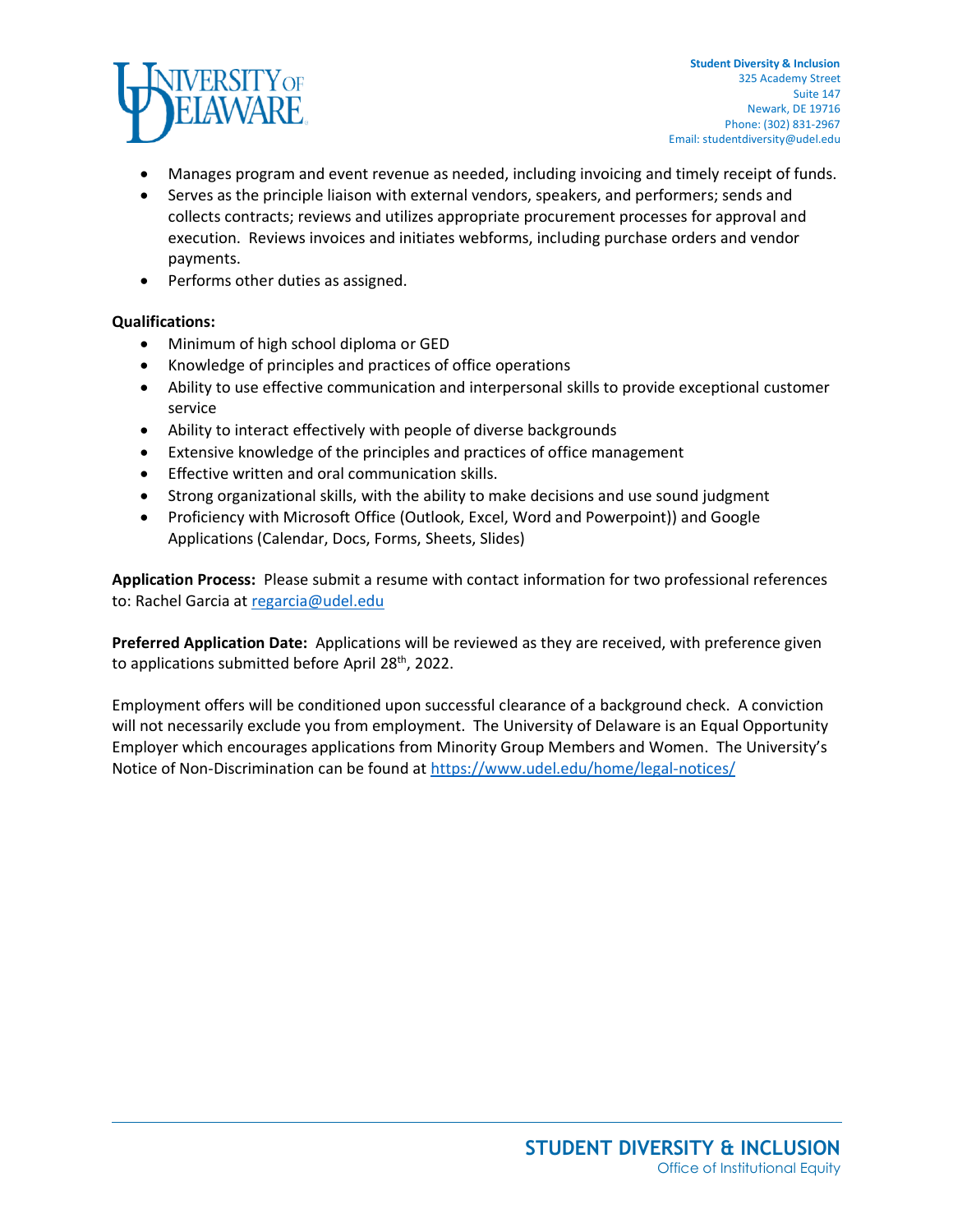- Manages program and event revenue as needed, including invoicing and timely receipt of funds.
- Serves as the principle liaison with external vendors, speakers, and performers; sends and collects contracts; reviews and utilizes appropriate procurement processes for approval and execution. Reviews invoices and initiates webforms, including purchase orders and vendor payments.
- Performs other duties as assigned.

**Qualifications:**

- Minimum of high school diploma or GED
- Knowledge of principles and practices of office operations
- Ability to use effective communication and interpersonal skills to provide exceptional customer service
- Ability to interact effectively with people of diverse backgrounds
- Extensive knowledge of the principles and practices of office management
- Effective written and oral communication skills.
- Strong organizational skills, with the ability to make decisions and use sound judgment
- Proficiency with Microsoft Office (Outlook, Excel, Word and Powerpoint)) and Google Applications (Calendar, Docs, Forms, Sheets, Slides)

**Application Process:** Please submit a resume with contact information for two professional references to: Rachel Garcia at regarcia@udel.edu

**Preferred Application Date:** Applications will be reviewed as they are received, with preference given to applications submitted before April 28th, 2022.

Employment offers will be conditioned upon successful clearance of a background check. A conviction will not necessarily exclude you from employment. The University of Delaware is an Equal Opportunity Employer which encourages applications from Minority Group Members and Women. The University's Notice of Non-Discrimination can be found at https://www.udel.edu/home/legal-notices/